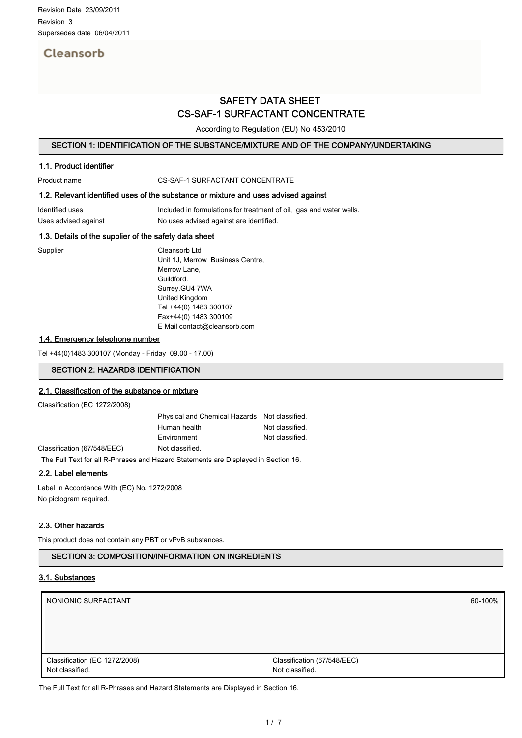Revision Date 23/09/2011
Revision 3
Supersedes date 06/04/2011

Cleansorb

# SAFETY DATA SHEET
# CS-SAF-1 SURFACTANT CONCENTRATE

According to Regulation (EU) No 453/2010

## SECTION 1: IDENTIFICATION OF THE SUBSTANCE/MIXTURE AND OF THE COMPANY/UNDERTAKING

### 1.1. Product identifier

Product name CS-SAF-1 SURFACTANT CONCENTRATE

### 1.2. Relevant identified uses of the substance or mixture and uses advised against

Identified uses Included in formulations for treatment of oil, gas and water wells.

Uses advised against No uses advised against are identified.

### 1.3. Details of the supplier of the safety data sheet

Supplier
Cleansorb Ltd
Unit 1J, Merrow Business Centre,
Merrow Lane,
Guildford.
Surrey.GU4 7WA
United Kingdom
Tel +44(0) 1483 300107
Fax+44(0) 1483 300109
E Mail contact@cleansorb.com

### 1.4. Emergency telephone number

Tel +44(0)1483 300107 (Monday - Friday 09.00 - 17.00)

## SECTION 2: HAZARDS IDENTIFICATION

### 2.1. Classification of the substance or mixture

Classification (EC 1272/2008)

| | |
|---|---|
| Physical and Chemical Hazards | Not classified. |
| Human health | Not classified. |
| Environment | Not classified. |

Classification (67/548/EEC) Not classified.

The Full Text for all R-Phrases and Hazard Statements are Displayed in Section 16.

### 2.2. Label elements

Label In Accordance With (EC) No. 1272/2008
No pictogram required.

### 2.3. Other hazards

This product does not contain any PBT or vPvB substances.

## SECTION 3: COMPOSITION/INFORMATION ON INGREDIENTS

### 3.1. Substances

| NONIONIC SURFACTANT | 60-100% |
|---|---|
| Classification (EC 1272/2008)<br>Not classified. | Classification (67/548/EEC)<br>Not classified. |

The Full Text for all R-Phrases and Hazard Statements are Displayed in Section 16.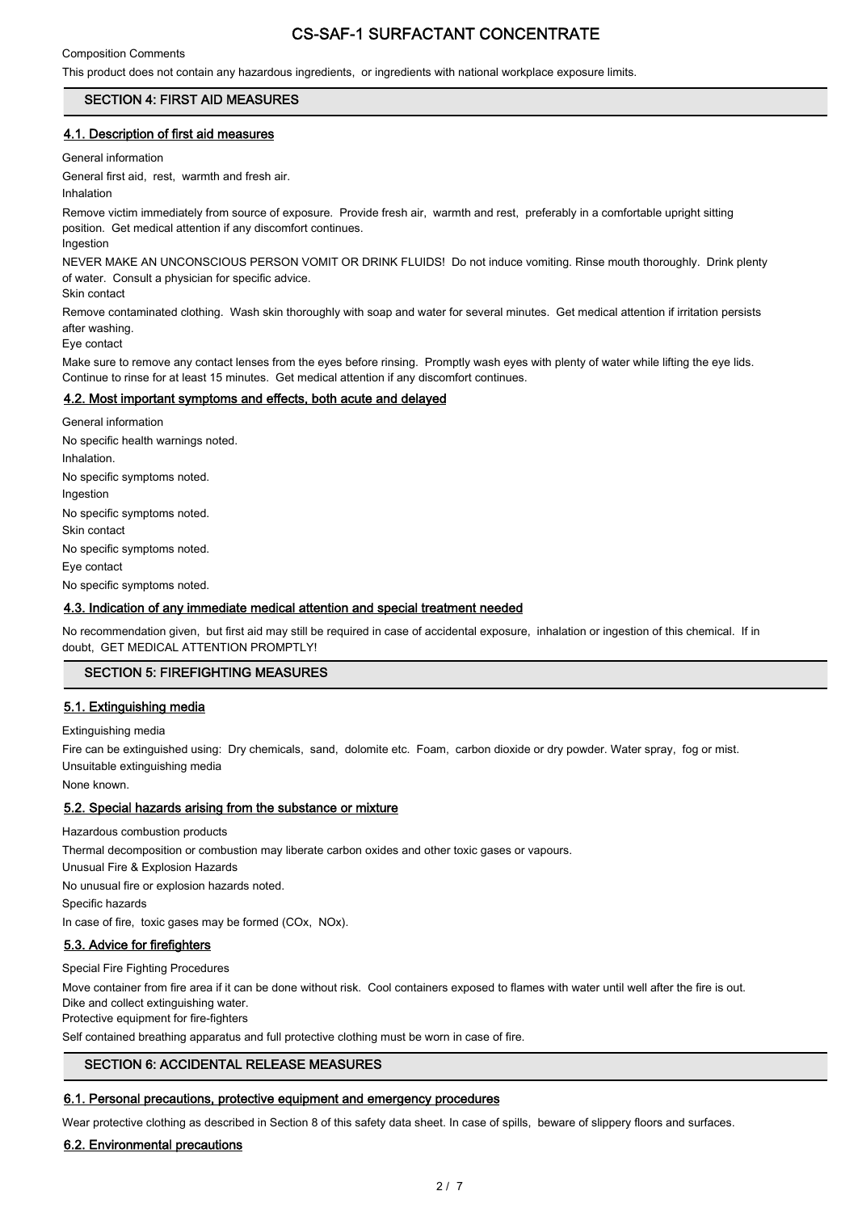Composition Comments

This product does not contain any hazardous ingredients, or ingredients with national workplace exposure limits.

## SECTION 4: FIRST AID MEASURES

### 4.1. Description of first aid measures

General information

General first aid, rest, warmth and fresh air.

Inhalation

Remove victim immediately from source of exposure. Provide fresh air, warmth and rest, preferably in a comfortable upright sitting position. Get medical attention if any discomfort continues.

Ingestion

NEVER MAKE AN UNCONSCIOUS PERSON VOMIT OR DRINK FLUIDS! Do not induce vomiting. Rinse mouth thoroughly. Drink plenty of water. Consult a physician for specific advice.

Skin contact

Remove contaminated clothing. Wash skin thoroughly with soap and water for several minutes. Get medical attention if irritation persists after washing.

Eye contact

Make sure to remove any contact lenses from the eyes before rinsing. Promptly wash eyes with plenty of water while lifting the eye lids. Continue to rinse for at least 15 minutes. Get medical attention if any discomfort continues.

### 4.2. Most important symptoms and effects, both acute and delayed

General information

No specific health warnings noted.

Inhalation.

No specific symptoms noted.

Ingestion

No specific symptoms noted.

Skin contact

No specific symptoms noted.

Eye contact

No specific symptoms noted.

### 4.3. Indication of any immediate medical attention and special treatment needed

No recommendation given, but first aid may still be required in case of accidental exposure, inhalation or ingestion of this chemical. If in doubt, GET MEDICAL ATTENTION PROMPTLY!

## SECTION 5: FIREFIGHTING MEASURES

### 5.1. Extinguishing media

Extinguishing media

Fire can be extinguished using: Dry chemicals, sand, dolomite etc. Foam, carbon dioxide or dry powder. Water spray, fog or mist.

Unsuitable extinguishing media

None known.

### 5.2. Special hazards arising from the substance or mixture

Hazardous combustion products

Thermal decomposition or combustion may liberate carbon oxides and other toxic gases or vapours.

Unusual Fire & Explosion Hazards

No unusual fire or explosion hazards noted.

Specific hazards

In case of fire, toxic gases may be formed ($CO_x$, $NO_x$).

### 5.3. Advice for firefighters

Special Fire Fighting Procedures

Move container from fire area if it can be done without risk. Cool containers exposed to flames with water until well after the fire is out. Dike and collect extinguishing water.

Protective equipment for fire-fighters

Self contained breathing apparatus and full protective clothing must be worn in case of fire.

## SECTION 6: ACCIDENTAL RELEASE MEASURES

### 6.1. Personal precautions, protective equipment and emergency procedures

Wear protective clothing as described in Section 8 of this safety data sheet. In case of spills, beware of slippery floors and surfaces.

### 6.2. Environmental precautions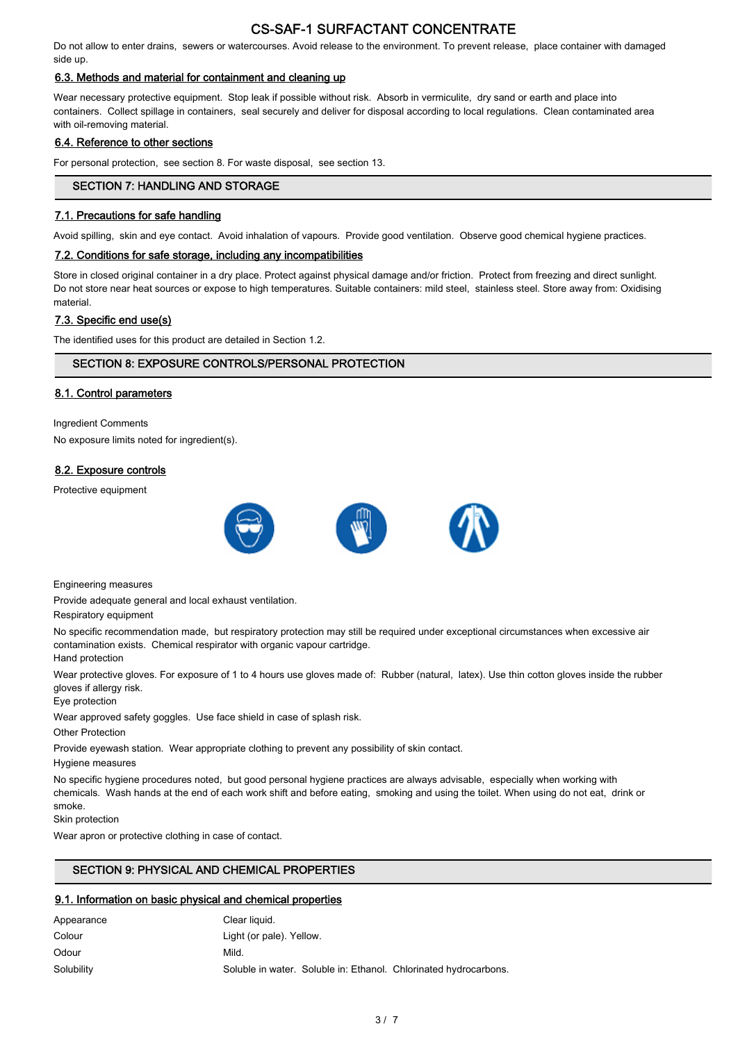Do not allow to enter drains, sewers or watercourses. Avoid release to the environment. To prevent release, place container with damaged side up.

### 6.3. Methods and material for containment and cleaning up

Wear necessary protective equipment. Stop leak if possible without risk. Absorb in vermiculite, dry sand or earth and place into containers. Collect spillage in containers, seal securely and deliver for disposal according to local regulations. Clean contaminated area with oil-removing material.

### 6.4. Reference to other sections

For personal protection, see section 8. For waste disposal, see section 13.

## SECTION 7: HANDLING AND STORAGE

### 7.1. Precautions for safe handling

Avoid spilling, skin and eye contact. Avoid inhalation of vapours. Provide good ventilation. Observe good chemical hygiene practices.

### 7.2. Conditions for safe storage, including any incompatibilities

Store in closed original container in a dry place. Protect against physical damage and/or friction. Protect from freezing and direct sunlight. Do not store near heat sources or expose to high temperatures. Suitable containers: mild steel, stainless steel. Store away from: Oxidising material.

### 7.3. Specific end use(s)

The identified uses for this product are detailed in Section 1.2.

## SECTION 8: EXPOSURE CONTROLS/PERSONAL PROTECTION

### 8.1. Control parameters

Ingredient Comments

No exposure limits noted for ingredient(s).

### 8.2. Exposure controls

Protective equipment

Engineering measures

Provide adequate general and local exhaust ventilation.

Respiratory equipment

No specific recommendation made, but respiratory protection may still be required under exceptional circumstances when excessive air contamination exists. Chemical respirator with organic vapour cartridge.

Hand protection

Wear protective gloves. For exposure of 1 to 4 hours use gloves made of: Rubber (natural, latex). Use thin cotton gloves inside the rubber gloves if allergy risk.

Eye protection

Wear approved safety goggles. Use face shield in case of splash risk.

Other Protection

Provide eyewash station. Wear appropriate clothing to prevent any possibility of skin contact.

Hygiene measures

No specific hygiene procedures noted, but good personal hygiene practices are always advisable, especially when working with chemicals. Wash hands at the end of each work shift and before eating, smoking and using the toilet. When using do not eat, drink or smoke.

Skin protection

Wear apron or protective clothing in case of contact.

## SECTION 9: PHYSICAL AND CHEMICAL PROPERTIES

### 9.1. Information on basic physical and chemical properties

| | |
|---|---|
| Appearance | Clear liquid. |
| Colour | Light (or pale). Yellow. |
| Odour | Mild. |
| Solubility | Soluble in water. Soluble in: Ethanol. Chlorinated hydrocarbons. |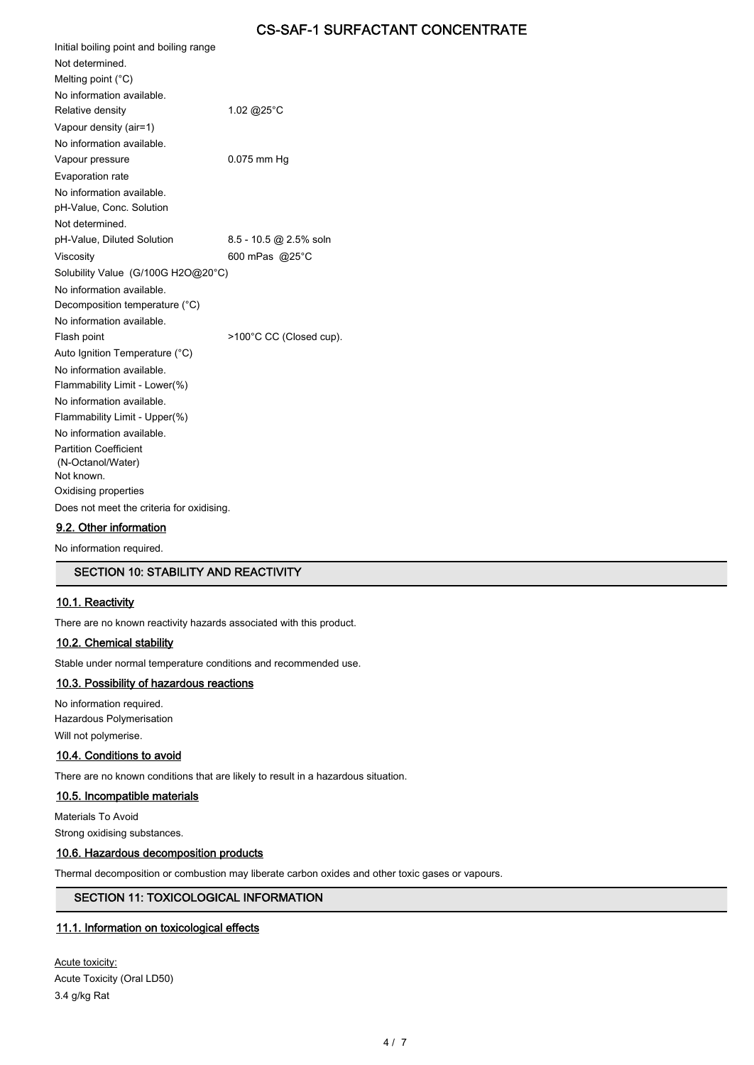Initial boiling point and boiling range

Not determined.

Melting point (°C)

No information available.

Relative density 1.02 @25°C

Vapour density (air=1)

No information available.

Vapour pressure 0.075 mm Hg

Evaporation rate

No information available.

pH-Value, Conc. Solution

Not determined.

pH-Value, Diluted Solution 8.5 - 10.5 @ 2.5% soln

Viscosity 600 mPas @25°C

Solubility Value (G/100G H2O@20°C)

No information available.

Decomposition temperature (°C)

No information available.

Flash point >100°C CC (Closed cup).

Auto Ignition Temperature (°C)

No information available.

Flammability Limit - Lower(%)

No information available.

Flammability Limit - Upper(%)

No information available.

Partition Coefficient
(N-Octanol/Water)

Not known.

Oxidising properties

Does not meet the criteria for oxidising.

### 9.2. Other information

No information required.

## SECTION 10: STABILITY AND REACTIVITY

### 10.1. Reactivity

There are no known reactivity hazards associated with this product.

### 10.2. Chemical stability

Stable under normal temperature conditions and recommended use.

### 10.3. Possibility of hazardous reactions

No information required.

Hazardous Polymerisation

Will not polymerise.

### 10.4. Conditions to avoid

There are no known conditions that are likely to result in a hazardous situation.

### 10.5. Incompatible materials

Materials To Avoid

Strong oxidising substances.

### 10.6. Hazardous decomposition products

Thermal decomposition or combustion may liberate carbon oxides and other toxic gases or vapours.

## SECTION 11: TOXICOLOGICAL INFORMATION

### 11.1. Information on toxicological effects

Acute toxicity:

Acute Toxicity (Oral LD50)

3.4 g/kg Rat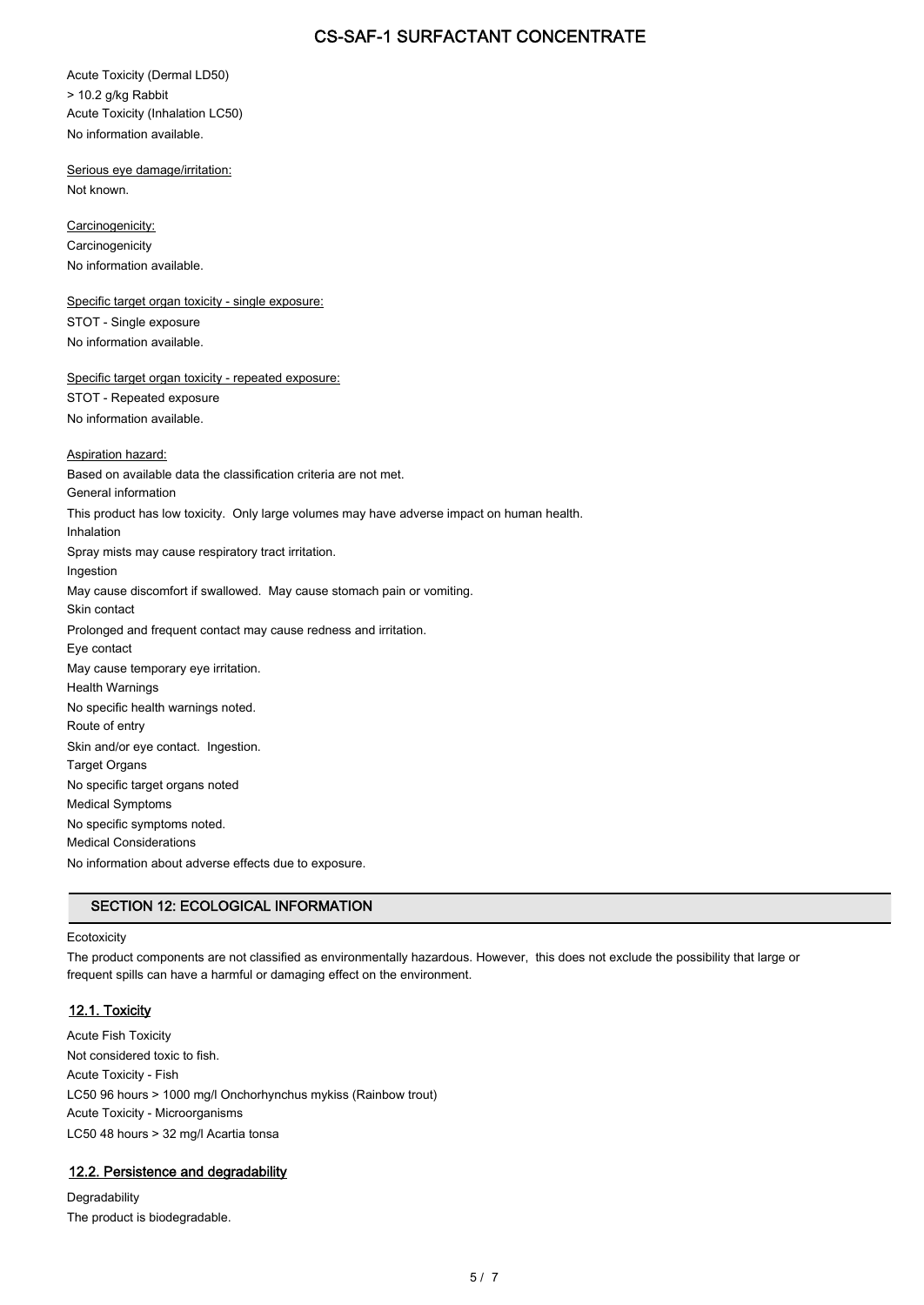Acute Toxicity (Dermal LD50)

> 10.2 g/kg Rabbit

Acute Toxicity (Inhalation LC50)

No information available.

Serious eye damage/irritation:

Not known.

Carcinogenicity:

Carcinogenicity

No information available.

Specific target organ toxicity - single exposure:

STOT - Single exposure

No information available.

Specific target organ toxicity - repeated exposure:

STOT - Repeated exposure

No information available.

Aspiration hazard:

Based on available data the classification criteria are not met.

General information

This product has low toxicity. Only large volumes may have adverse impact on human health.

Inhalation

Spray mists may cause respiratory tract irritation.

Ingestion

May cause discomfort if swallowed. May cause stomach pain or vomiting.

Skin contact

Prolonged and frequent contact may cause redness and irritation.

Eye contact

May cause temporary eye irritation.

Health Warnings

No specific health warnings noted.

Route of entry

Skin and/or eye contact. Ingestion.

Target Organs

No specific target organs noted

Medical Symptoms

No specific symptoms noted.

Medical Considerations

No information about adverse effects due to exposure.

## SECTION 12: ECOLOGICAL INFORMATION

Ecotoxicity

The product components are not classified as environmentally hazardous. However, this does not exclude the possibility that large or frequent spills can have a harmful or damaging effect on the environment.

### 12.1. Toxicity

Acute Fish Toxicity

Not considered toxic to fish.

Acute Toxicity - Fish

LC50 96 hours > 1000 mg/l Onchorhynchus mykiss (Rainbow trout)

Acute Toxicity - Microorganisms

LC50 48 hours > 32 mg/l Acartia tonsa

### 12.2. Persistence and degradability

Degradability

The product is biodegradable.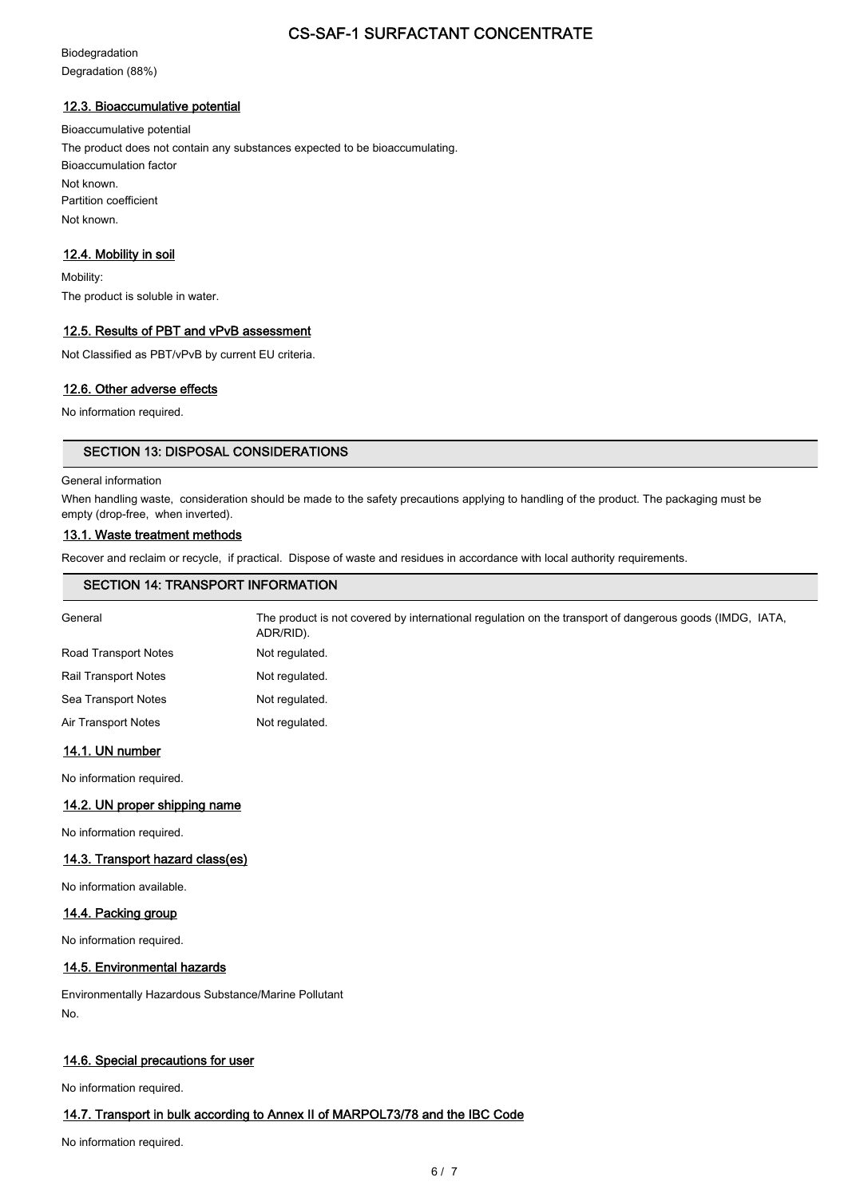Biodegradation

Degradation (88%)

### 12.3. Bioaccumulative potential

Bioaccumulative potential

The product does not contain any substances expected to be bioaccumulating.

Bioaccumulation factor

Not known.

Partition coefficient

Not known.

### 12.4. Mobility in soil

Mobility:

The product is soluble in water.

### 12.5. Results of PBT and vPvB assessment

Not Classified as PBT/vPvB by current EU criteria.

### 12.6. Other adverse effects

No information required.

## SECTION 13: DISPOSAL CONSIDERATIONS

General information

When handling waste, consideration should be made to the safety precautions applying to handling of the product. The packaging must be empty (drop-free, when inverted).

### 13.1. Waste treatment methods

Recover and reclaim or recycle, if practical. Dispose of waste and residues in accordance with local authority requirements.

## SECTION 14: TRANSPORT INFORMATION

| | |
|---|---|
| General | The product is not covered by international regulation on the transport of dangerous goods (IMDG, IATA, ADR/RID). |
| Road Transport Notes | Not regulated. |
| Rail Transport Notes | Not regulated. |
| Sea Transport Notes | Not regulated. |
| Air Transport Notes | Not regulated. |

### 14.1. UN number

No information required.

### 14.2. UN proper shipping name

No information required.

### 14.3. Transport hazard class(es)

No information available.

### 14.4. Packing group

No information required.

### 14.5. Environmental hazards

Environmentally Hazardous Substance/Marine Pollutant

No.

### 14.6. Special precautions for user

No information required.

### 14.7. Transport in bulk according to Annex II of MARPOL73/78 and the IBC Code

No information required.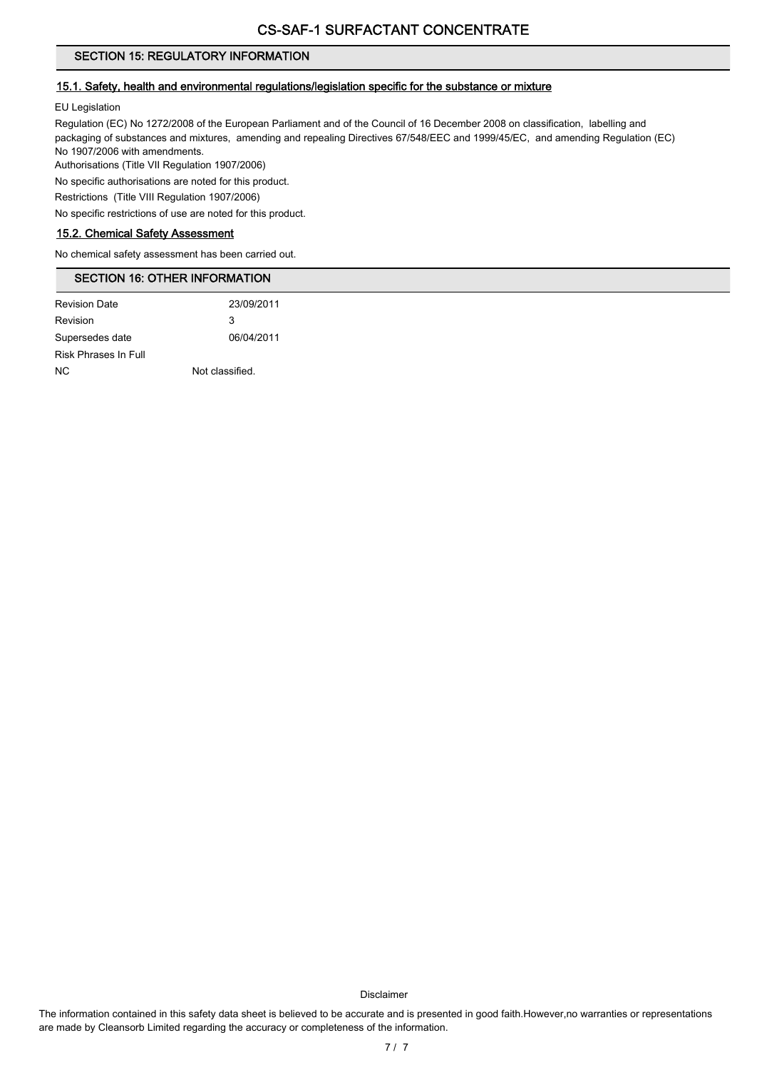## SECTION 15: REGULATORY INFORMATION

### 15.1. Safety, health and environmental regulations/legislation specific for the substance or mixture

EU Legislation

Regulation (EC) No 1272/2008 of the European Parliament and of the Council of 16 December 2008 on classification, labelling and packaging of substances and mixtures, amending and repealing Directives 67/548/EEC and 1999/45/EC, and amending Regulation (EC) No 1907/2006 with amendments.

Authorisations (Title VII Regulation 1907/2006)

No specific authorisations are noted for this product.

Restrictions (Title VIII Regulation 1907/2006)

No specific restrictions of use are noted for this product.

### 15.2. Chemical Safety Assessment

No chemical safety assessment has been carried out.

## SECTION 16: OTHER INFORMATION

| | |
|---|---|
| Revision Date | 23/09/2011 |
| Revision | 3 |
| Supersedes date | 06/04/2011 |
| Risk Phrases In Full | |
| NC | Not classified. |

Disclaimer

The information contained in this safety data sheet is believed to be accurate and is presented in good faith.However,no warranties or representations are made by Cleansorb Limited regarding the accuracy or completeness of the information.